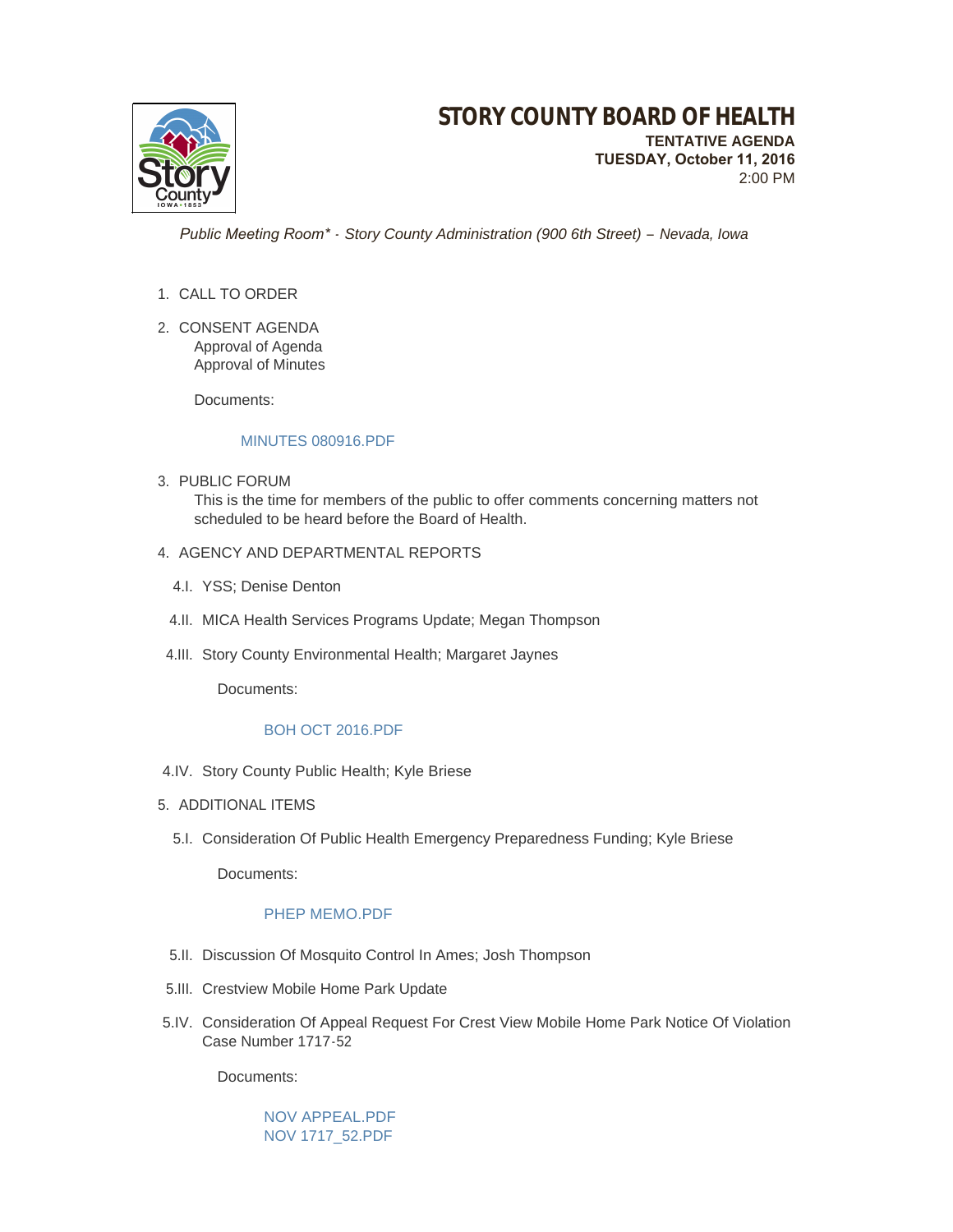# STORY COUNTY BOARD OF HEALTH

**TENTATIVE AGENDA**
**TUESDAY, October 11, 2016**
2:00 PM

*Public Meeting Room\* - Story County Administration (900 6th Street) – Nevada, Iowa*

1. CALL TO ORDER

2. CONSENT AGENDA
   Approval of Agenda
   Approval of Minutes

   Documents:

   MINUTES 080916.PDF

3. PUBLIC FORUM
   This is the time for members of the public to offer comments concerning matters not scheduled to be heard before the Board of Health.

4. AGENCY AND DEPARTMENTAL REPORTS

   4.I. YSS; Denise Denton

   4.II. MICA Health Services Programs Update; Megan Thompson

   4.III. Story County Environmental Health; Margaret Jaynes

   Documents:

   BOH OCT 2016.PDF

   4.IV. Story County Public Health; Kyle Briese

5. ADDITIONAL ITEMS

   5.I. Consideration Of Public Health Emergency Preparedness Funding; Kyle Briese

   Documents:

   PHEP MEMO.PDF

   5.II. Discussion Of Mosquito Control In Ames; Josh Thompson

   5.III. Crestview Mobile Home Park Update

   5.IV. Consideration Of Appeal Request For Crest View Mobile Home Park Notice Of Violation Case Number 1717-52

   Documents:

   NOV APPEAL.PDF
   NOV 1717_52.PDF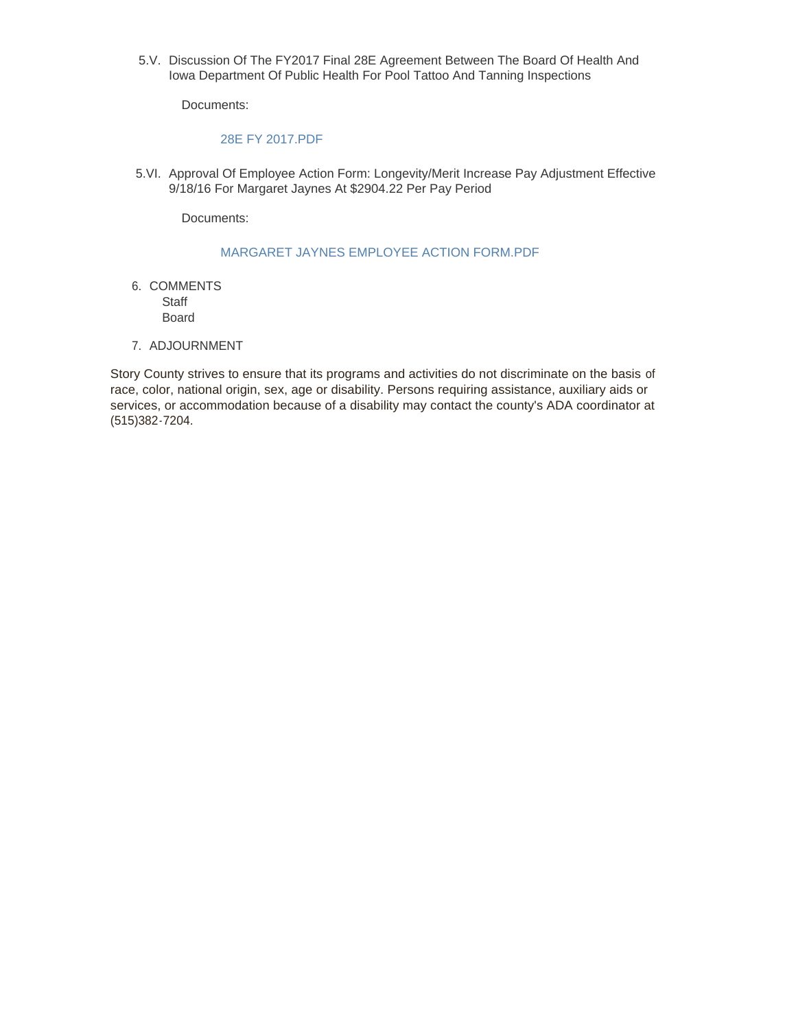5.V. Discussion Of The FY2017 Final 28E Agreement Between The Board Of Health And Iowa Department Of Public Health For Pool Tattoo And Tanning Inspections

Documents:

28E FY 2017.PDF

5.VI. Approval Of Employee Action Form: Longevity/Merit Increase Pay Adjustment Effective 9/18/16 For Margaret Jaynes At $2904.22 Per Pay Period

Documents:

MARGARET JAYNES EMPLOYEE ACTION FORM.PDF

6. COMMENTS
   - Staff
   - Board

7. ADJOURNMENT

Story County strives to ensure that its programs and activities do not discriminate on the basis of race, color, national origin, sex, age or disability. Persons requiring assistance, auxiliary aids or services, or accommodation because of a disability may contact the county's ADA coordinator at (515)382-7204.